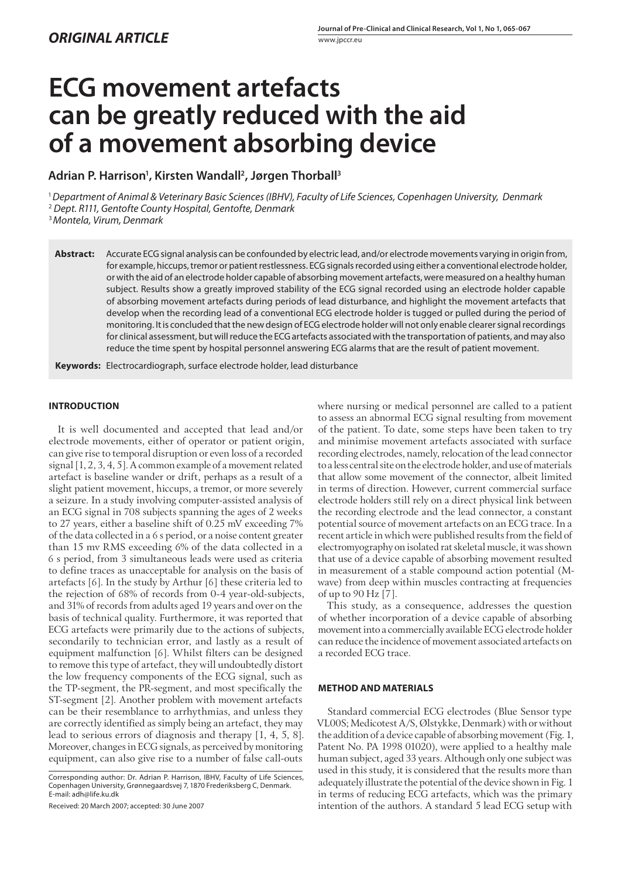## ORIGINAL ARTICLE

# ECG movement artefacts can be greatly reduced with the aid of a movement absorbing device

**Adrian P. Harrison[1], Kirsten Wandall[2], Jørgen Thorball[3]**

[1] *Department of Animal & Veterinary Basic Sciences (IBHV), Faculty of Life Sciences, Copenhagen University, Denmark*
[2] *Dept. R111, Gentofte County Hospital, Gentofte, Denmark*
[3] *Montela, Virum, Denmark*

**Abstract:** Accurate ECG signal analysis can be confounded by electric lead, and/or electrode movements varying in origin from, for example, hiccups, tremor or patient restlessness. ECG signals recorded using either a conventional electrode holder, or with the aid of an electrode holder capable of absorbing movement artefacts, were measured on a healthy human subject. Results show a greatly improved stability of the ECG signal recorded using an electrode holder capable of absorbing movement artefacts during periods of lead disturbance, and highlight the movement artefacts that develop when the recording lead of a conventional ECG electrode holder is tugged or pulled during the period of monitoring. It is concluded that the new design of ECG electrode holder will not only enable clearer signal recordings for clinical assessment, but will reduce the ECG artefacts associated with the transportation of patients, and may also reduce the time spent by hospital personnel answering ECG alarms that are the result of patient movement.

**Keywords:** Electrocardiograph, surface electrode holder, lead disturbance

## INTRODUCTION

It is well documented and accepted that lead and/or electrode movements, either of operator or patient origin, can give rise to temporal disruption or even loss of a recorded signal [1, 2, 3, 4, 5]. A common example of a movement related artefact is baseline wander or drift, perhaps as a result of a slight patient movement, hiccups, a tremor, or more severely a seizure. In a study involving computer-assisted analysis of an ECG signal in 708 subjects spanning the ages of 2 weeks to 27 years, either a baseline shift of 0.25 mV exceeding 7% of the data collected in a 6 s period, or a noise content greater than 15 mv RMS exceeding 6% of the data collected in a 6 s period, from 3 simultaneous leads were used as criteria to define traces as unacceptable for analysis on the basis of artefacts [6]. In the study by Arthur [6] these criteria led to the rejection of 68% of records from 0-4 year-old-subjects, and 31% of records from adults aged 19 years and over on the basis of technical quality. Furthermore, it was reported that ECG artefacts were primarily due to the actions of subjects, secondarily to technician error, and lastly as a result of equipment malfunction [6]. Whilst filters can be designed to remove this type of artefact, they will undoubtedly distort the low frequency components of the ECG signal, such as the TP-segment, the PR-segment, and most specifically the ST-segment [2]. Another problem with movement artefacts can be their resemblance to arrhythmias, and unless they are correctly identified as simply being an artefact, they may lead to serious errors of diagnosis and therapy [1, 4, 5, 8]. Moreover, changes in ECG signals, as perceived by monitoring equipment, can also give rise to a number of false call-outs where nursing or medical personnel are called to a patient to assess an abnormal ECG signal resulting from movement of the patient. To date, some steps have been taken to try and minimise movement artefacts associated with surface recording electrodes, namely, relocation of the lead connector to a less central site on the electrode holder, and use of materials that allow some movement of the connector, albeit limited in terms of direction. However, current commercial surface electrode holders still rely on a direct physical link between the recording electrode and the lead connector, a constant potential source of movement artefacts on an ECG trace. In a recent article in which were published results from the field of electromyography on isolated rat skeletal muscle, it was shown that use of a device capable of absorbing movement resulted in measurement of a stable compound action potential (M-wave) from deep within muscles contracting at frequencies of up to 90 Hz [7].

This study, as a consequence, addresses the question of whether incorporation of a device capable of absorbing movement into a commercially available ECG electrode holder can reduce the incidence of movement associated artefacts on a recorded ECG trace.

## METHOD AND MATERIALS

Standard commercial ECG electrodes (Blue Sensor type VL00S; Medicotest A/S, Ølstykke, Denmark) with or without the addition of a device capable of absorbing movement (Fig. 1, Patent No. PA 1998 01020), were applied to a healthy male human subject, aged 33 years. Although only one subject was used in this study, it is considered that the results more than adequately illustrate the potential of the device shown in Fig. 1 in terms of reducing ECG artefacts, which was the primary intention of the authors. A standard 5 lead ECG setup with

Corresponding author: Dr. Adrian P. Harrison, IBHV, Faculty of Life Sciences, Copenhagen University, Grønnegaardsvej 7, 1870 Frederiksberg C, Denmark. E-mail: adh@life.ku.dk

Received: 20 March 2007; accepted: 30 June 2007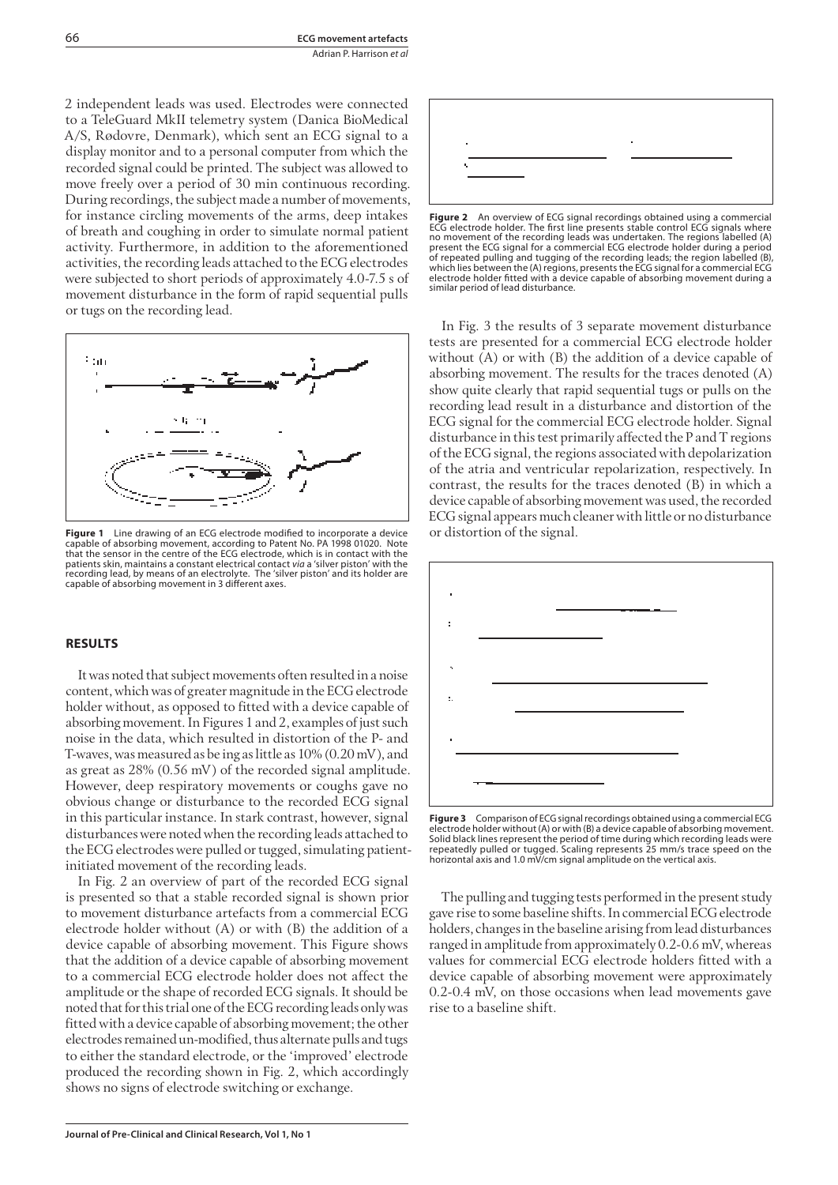2 independent leads was used. Electrodes were connected to a TeleGuard MkII telemetry system (Danica BioMedical A/S, Rødovre, Denmark), which sent an ECG signal to a display monitor and to a personal computer from which the recorded signal could be printed. The subject was allowed to move freely over a period of 30 min continuous recording. During recordings, the subject made a number of movements, for instance circling movements of the arms, deep intakes of breath and coughing in order to simulate normal patient activity. Furthermore, in addition to the aforementioned activities, the recording leads attached to the ECG electrodes were subjected to short periods of approximately 4.0-7.5 s of movement disturbance in the form of rapid sequential pulls or tugs on the recording lead.

**Figure 1** Line drawing of an ECG electrode modified to incorporate a device capable of absorbing movement, according to Patent No. PA 1998 01020. Note that the sensor in the centre of the ECG electrode, which is in contact with the patients skin, maintains a constant electrical contact *via* a 'silver piston' with the recording lead, by means of an electrolyte. The 'silver piston' and its holder are capable of absorbing movement in 3 different axes.

## RESULTS

It was noted that subject movements often resulted in a noise content, which was of greater magnitude in the ECG electrode holder without, as opposed to fitted with a device capable of absorbing movement. In Figures 1 and 2, examples of just such noise in the data, which resulted in distortion of the P- and T-waves, was measured as be ing as little as 10% (0.20 mV), and as great as 28% (0.56 mV) of the recorded signal amplitude. However, deep respiratory movements or coughs gave no obvious change or disturbance to the recorded ECG signal in this particular instance. In stark contrast, however, signal disturbances were noted when the recording leads attached to the ECG electrodes were pulled or tugged, simulating patient-initiated movement of the recording leads.

In Fig. 2 an overview of part of the recorded ECG signal is presented so that a stable recorded signal is shown prior to movement disturbance artefacts from a commercial ECG electrode holder without (A) or with (B) the addition of a device capable of absorbing movement. This Figure shows that the addition of a device capable of absorbing movement to a commercial ECG electrode holder does not affect the amplitude or the shape of recorded ECG signals. It should be noted that for this trial one of the ECG recording leads only was fitted with a device capable of absorbing movement; the other electrodes remained un-modified, thus alternate pulls and tugs to either the standard electrode, or the 'improved' electrode produced the recording shown in Fig. 2, which accordingly shows no signs of electrode switching or exchange.

**Figure 2** An overview of ECG signal recordings obtained using a commercial ECG electrode holder. The first line presents stable control ECG signals where no movement of the recording leads was undertaken. The regions labelled (A) present the ECG signal for a commercial ECG electrode holder during a period of repeated pulling and tugging of the recording leads; the region labelled (B), which lies between the (A) regions, presents the ECG signal for a commercial ECG electrode holder fitted with a device capable of absorbing movement during a similar period of lead disturbance.

In Fig. 3 the results of 3 separate movement disturbance tests are presented for a commercial ECG electrode holder without (A) or with (B) the addition of a device capable of absorbing movement. The results for the traces denoted (A) show quite clearly that rapid sequential tugs or pulls on the recording lead result in a disturbance and distortion of the ECG signal for the commercial ECG electrode holder. Signal disturbance in this test primarily affected the P and T regions of the ECG signal, the regions associated with depolarization of the atria and ventricular repolarization, respectively. In contrast, the results for the traces denoted (B) in which a device capable of absorbing movement was used, the recorded ECG signal appears much cleaner with little or no disturbance or distortion of the signal.

**Figure 3** Comparison of ECG signal recordings obtained using a commercial ECG electrode holder without (A) or with (B) a device capable of absorbing movement. Solid black lines represent the period of time during which recording leads were repeatedly pulled or tugged. Scaling represents 25 mm/s trace speed on the horizontal axis and 1.0 mV/cm signal amplitude on the vertical axis.

The pulling and tugging tests performed in the present study gave rise to some baseline shifts. In commercial ECG electrode holders, changes in the baseline arising from lead disturbances ranged in amplitude from approximately 0.2-0.6 mV, whereas values for commercial ECG electrode holders fitted with a device capable of absorbing movement were approximately 0.2-0.4 mV, on those occasions when lead movements gave rise to a baseline shift.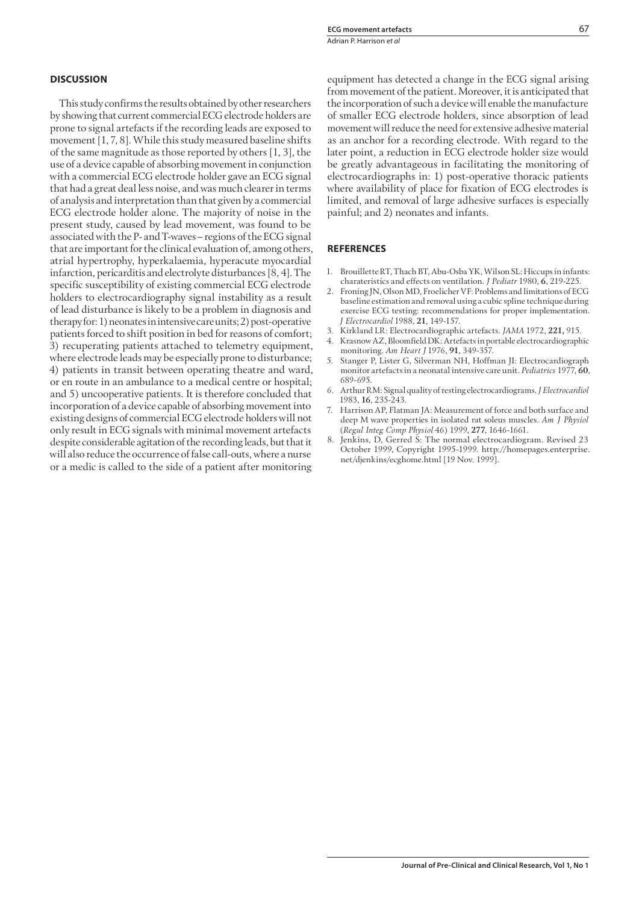## DISCUSSION

This study confirms the results obtained by other researchers by showing that current commercial ECG electrode holders are prone to signal artefacts if the recording leads are exposed to movement [1, 7, 8]. While this study measured baseline shifts of the same magnitude as those reported by others [1, 3], the use of a device capable of absorbing movement in conjunction with a commercial ECG electrode holder gave an ECG signal that had a great deal less noise, and was much clearer in terms of analysis and interpretation than that given by a commercial ECG electrode holder alone. The majority of noise in the present study, caused by lead movement, was found to be associated with the P- and T-waves – regions of the ECG signal that are important for the clinical evaluation of, among others, atrial hypertrophy, hyperkalaemia, hyperacute myocardial infarction, pericarditis and electrolyte disturbances [8, 4]. The specific susceptibility of existing commercial ECG electrode holders to electrocardiography signal instability as a result of lead disturbance is likely to be a problem in diagnosis and therapy for: 1) neonates in intensive care units; 2) post-operative patients forced to shift position in bed for reasons of comfort; 3) recuperating patients attached to telemetry equipment, where electrode leads may be especially prone to disturbance; 4) patients in transit between operating theatre and ward, or en route in an ambulance to a medical centre or hospital; and 5) uncooperative patients. It is therefore concluded that incorporation of a device capable of absorbing movement into existing designs of commercial ECG electrode holders will not only result in ECG signals with minimal movement artefacts despite considerable agitation of the recording leads, but that it will also reduce the occurrence of false call-outs, where a nurse or a medic is called to the side of a patient after monitoring equipment has detected a change in the ECG signal arising from movement of the patient. Moreover, it is anticipated that the incorporation of such a device will enable the manufacture of smaller ECG electrode holders, since absorption of lead movement will reduce the need for extensive adhesive material as an anchor for a recording electrode. With regard to the later point, a reduction in ECG electrode holder size would be greatly advantageous in facilitating the monitoring of electrocardiographs in: 1) post-operative thoracic patients where availability of place for fixation of ECG electrodes is limited, and removal of large adhesive surfaces is especially painful; and 2) neonates and infants.

## REFERENCES

1. Brouillette RT, Thach BT, Abu-Osba YK, Wilson SL: Hiccups in infants: charateristics and effects on ventilation. *J Pediatr* 1980, **6**, 219-225.
2. Froning JN, Olson MD, Froelicher VF: Problems and limitations of ECG baseline estimation and removal using a cubic spline technique during exercise ECG testing: recommendations for proper implementation. *J Electrocardiol* 1988, **21**, 149-157.
3. Kirkland LR: Electrocardiographic artefacts. *JAMA* 1972, **221,** 915.
4. Krasnow AZ, Bloomfield DK: Artefacts in portable electrocardiographic monitoring. *Am Heart J* 1976, **91**, 349-357.
5. Stanger P, Lister G, Silverman NH, Hoffman JI: Electrocardiograph monitor artefacts in a neonatal intensive care unit. *Pediatrics* 1977, **60**, 689-695.
6. Arthur RM: Signal quality of resting electrocardiograms. *J Electrocardiol* 1983, **16**, 235-243.
7. Harrison AP, Flatman JA: Measurement of force and both surface and deep M wave properties in isolated rat soleus muscles. *Am J Physiol* (*Regul Integ Comp Physiol* 46) 1999, **277**, 1646-1661.
8. Jenkins, D, Gerred S: The normal electrocardiogram. Revised 23 October 1999, Copyright 1995-1999. http://homepages.enterprise.net/djenkins/ecghome.html [19 Nov. 1999].